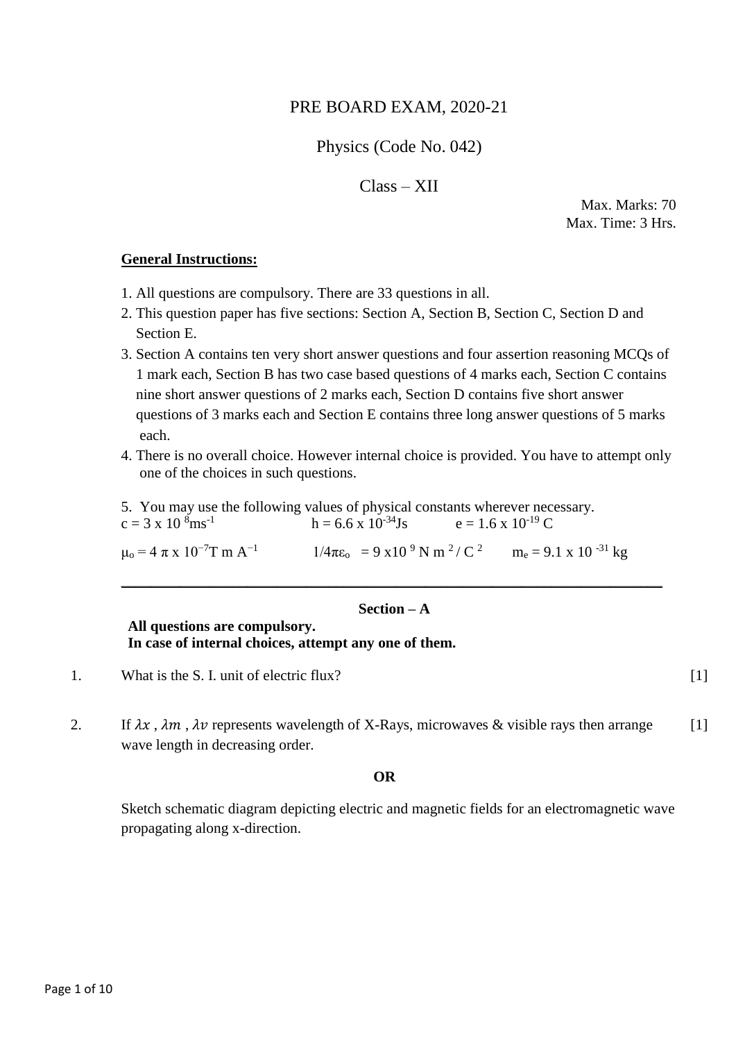# PRE BOARD EXAM, 2020-21

## Physics (Code No. 042)

## Class – XII

Max. Marks: 70
Max. Time: 3 Hrs.

**General Instructions:**

1. All questions are compulsory. There are 33 questions in all.
2. This question paper has five sections: Section A, Section B, Section C, Section D and Section E.
3. Section A contains ten very short answer questions and four assertion reasoning MCQs of 1 mark each, Section B has two case based questions of 4 marks each, Section C contains nine short answer questions of 2 marks each, Section D contains five short answer questions of 3 marks each and Section E contains three long answer questions of 5 marks each.
4. There is no overall choice. However internal choice is provided. You have to attempt only one of the choices in such questions.
5. You may use the following values of physical constants wherever necessary.

$c = 3 \times 10^{8} ms^{-1}$ $h = 6.6 \times 10^{-34} Js$ $e = 1.6 \times 10^{-19}$ C

$\mu_o = 4 \pi \times 10^{-7} T\ m\ A^{-1}$ $1/4\pi\varepsilon_o = 9 \times 10^{9}\ N\ m^{2} / C^{2}$ $m_e = 9.1 \times 10^{-31}$ kg

---

### Section – A

**All questions are compulsory.**
**In case of internal choices, attempt any one of them.**

1. What is the S. I. unit of electric flux? [1]

2. If $\lambda x$ , $\lambda m$ , $\lambda v$ represents wavelength of X-Rays, microwaves & visible rays then arrange wave length in decreasing order. [1]

**OR**

Sketch schematic diagram depicting electric and magnetic fields for an electromagnetic wave propagating along x-direction.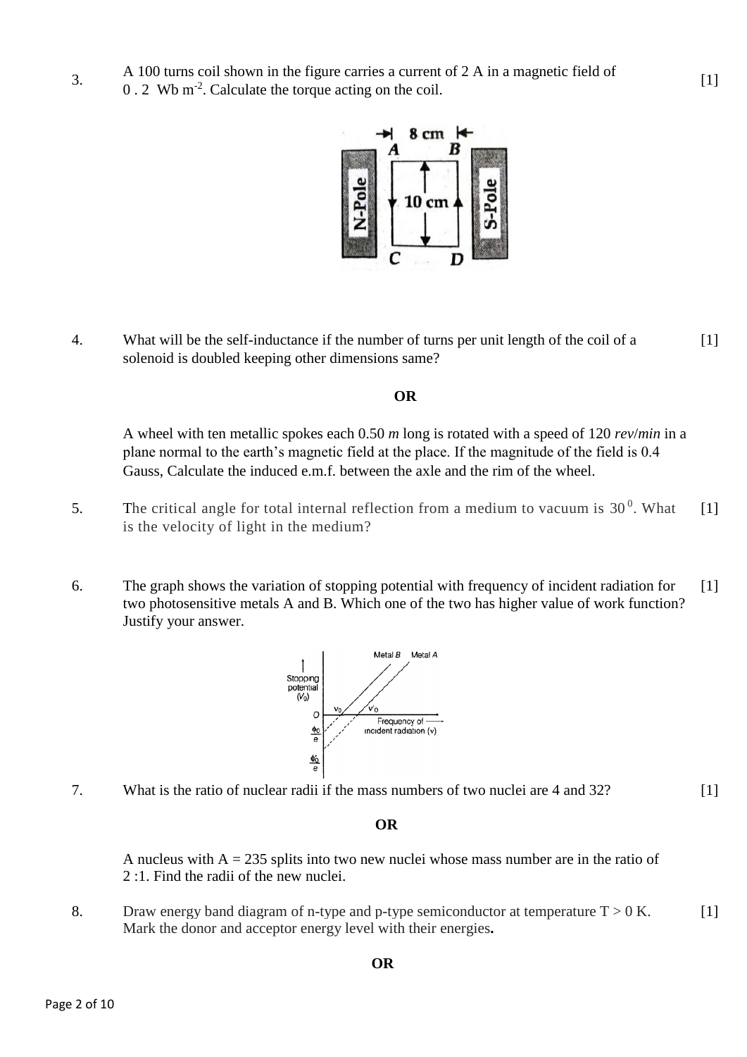3. A 100 turns coil shown in the figure carries a current of 2 A in a magnetic field of 0 . 2 Wb m$^{-2}$. Calculate the torque acting on the coil. [1]

4. What will be the self-inductance if the number of turns per unit length of the coil of a solenoid is doubled keeping other dimensions same? [1]

**OR**

A wheel with ten metallic spokes each 0.50 *m* long is rotated with a speed of 120 *rev*/*min* in a plane normal to the earth's magnetic field at the place. If the magnitude of the field is 0.4 Gauss, Calculate the induced e.m.f. between the axle and the rim of the wheel.

5. The critical angle for total internal reflection from a medium to vacuum is $30^0$. What is the velocity of light in the medium? [1]

6. The graph shows the variation of stopping potential with frequency of incident radiation for two photosensitive metals A and B. Which one of the two has higher value of work function? Justify your answer. [1]

7. What is the ratio of nuclear radii if the mass numbers of two nuclei are 4 and 32? [1]

**OR**

A nucleus with A = 235 splits into two new nuclei whose mass number are in the ratio of 2 :1. Find the radii of the new nuclei.

8. Draw energy band diagram of n-type and p-type semiconductor at temperature T > 0 K. Mark the donor and acceptor energy level with their energies**.** [1]

**OR**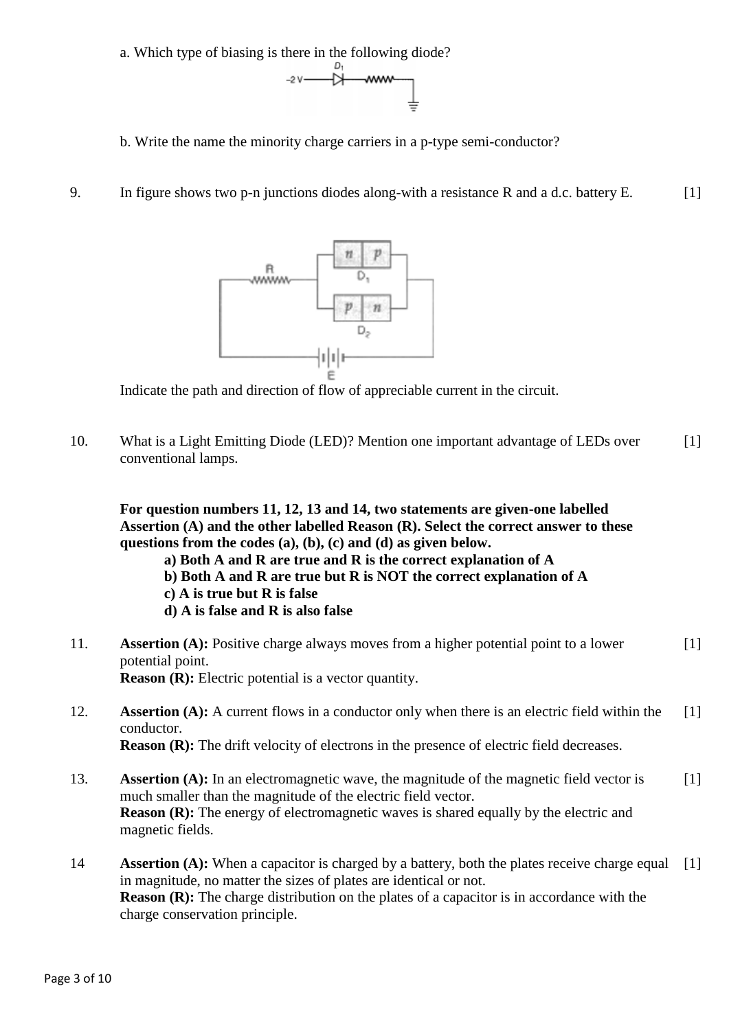a. Which type of biasing is there in the following diode?

b. Write the name the minority charge carriers in a p-type semi-conductor?

9. In figure shows two p-n junctions diodes along-with a resistance R and a d.c. battery E. [1]

Indicate the path and direction of flow of appreciable current in the circuit.

10. What is a Light Emitting Diode (LED)? Mention one important advantage of LEDs over conventional lamps. [1]

**For question numbers 11, 12, 13 and 14, two statements are given-one labelled Assertion (A) and the other labelled Reason (R). Select the correct answer to these questions from the codes (a), (b), (c) and (d) as given below.**

- **a) Both A and R are true and R is the correct explanation of A**
- **b) Both A and R are true but R is NOT the correct explanation of A**
- **c) A is true but R is false**
- **d) A is false and R is also false**

11. **Assertion (A):** Positive charge always moves from a higher potential point to a lower potential point. [1]
**Reason (R):** Electric potential is a vector quantity.

12. **Assertion (A):** A current flows in a conductor only when there is an electric field within the conductor. [1]
**Reason (R):** The drift velocity of electrons in the presence of electric field decreases.

13. **Assertion (A):** In an electromagnetic wave, the magnitude of the magnetic field vector is much smaller than the magnitude of the electric field vector. [1]
**Reason (R):** The energy of electromagnetic waves is shared equally by the electric and magnetic fields.

14 **Assertion (A):** When a capacitor is charged by a battery, both the plates receive charge equal in magnitude, no matter the sizes of plates are identical or not. [1]
**Reason (R):** The charge distribution on the plates of a capacitor is in accordance with the charge conservation principle.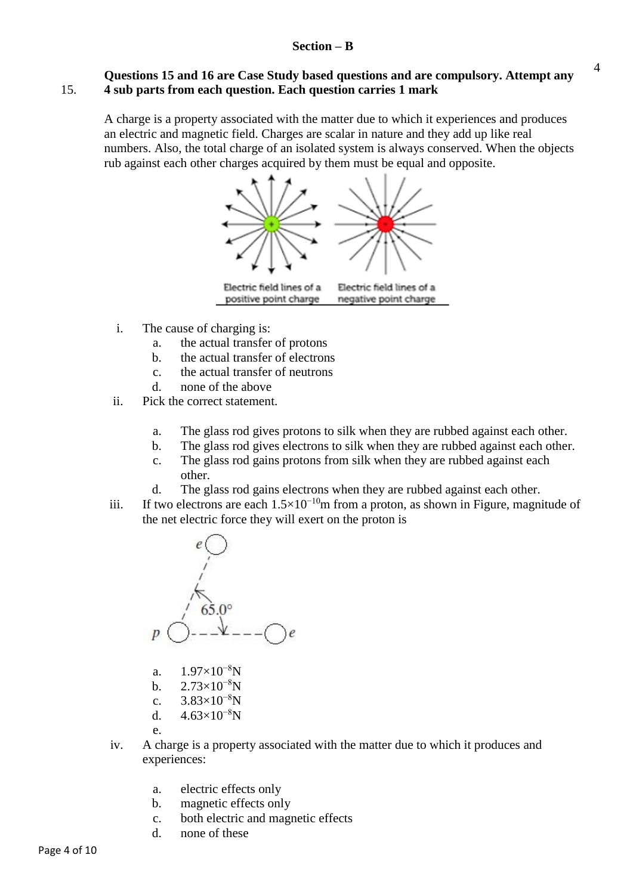## Section – B

15. **Questions 15 and 16 are Case Study based questions and are compulsory. Attempt any 4 sub parts from each question. Each question carries 1 mark** 4

A charge is a property associated with the matter due to which it experiences and produces an electric and magnetic field. Charges are scalar in nature and they add up like real numbers. Also, the total charge of an isolated system is always conserved. When the objects rub against each other charges acquired by them must be equal and opposite.

Electric field lines of a positive point charge    Electric field lines of a negative point charge

i. The cause of charging is:
   - a. the actual transfer of protons
   - b. the actual transfer of electrons
   - c. the actual transfer of neutrons
   - d. none of the above

ii. Pick the correct statement.
   - a. The glass rod gives protons to silk when they are rubbed against each other.
   - b. The glass rod gives electrons to silk when they are rubbed against each other.
   - c. The glass rod gains protons from silk when they are rubbed against each other.
   - d. The glass rod gains electrons when they are rubbed against each other.

iii. If two electrons are each $1.5\times10^{-10}$m from a proton, as shown in Figure, magnitude of the net electric force they will exert on the proton is

   e, p, e, 65.0°

   - a. $1.97\times10^{-8}$N
   - b. $2.73\times10^{-8}$N
   - c. $3.83\times10^{-8}$N
   - d. $4.63\times10^{-8}$N
   - e.

iv. A charge is a property associated with the matter due to which it produces and experiences:
   - a. electric effects only
   - b. magnetic effects only
   - c. both electric and magnetic effects
   - d. none of these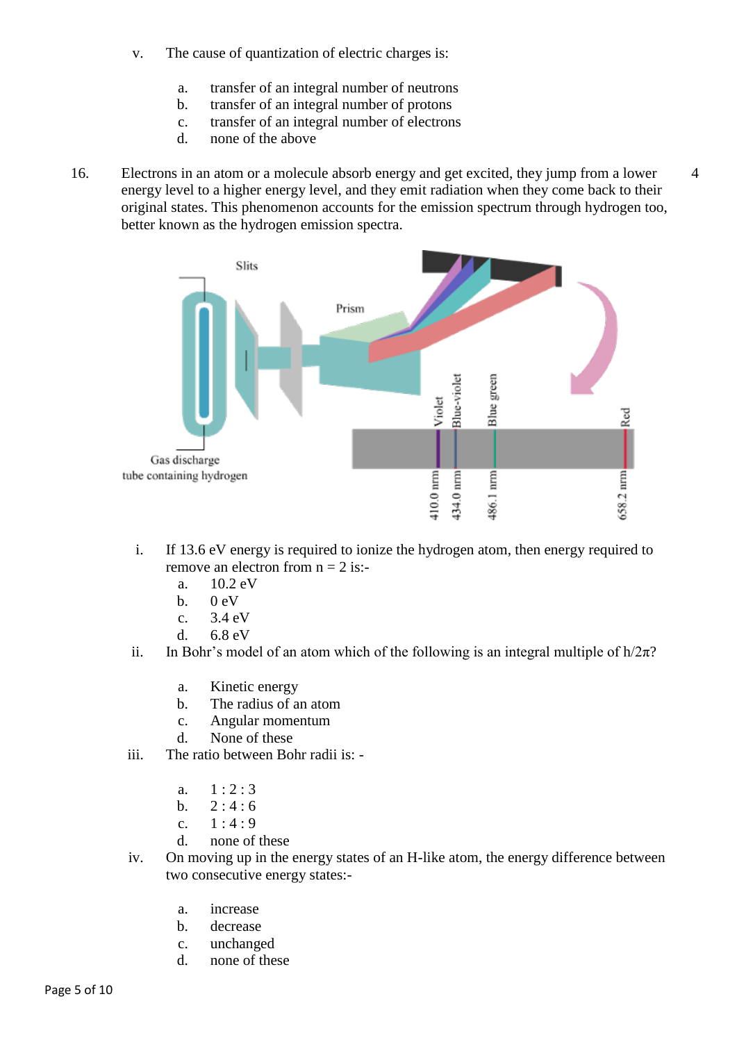v. The cause of quantization of electric charges is:

 a. transfer of an integral number of neutrons
 b. transfer of an integral number of protons
 c. transfer of an integral number of electrons
 d. none of the above

16. Electrons in an atom or a molecule absorb energy and get excited, they jump from a lower energy level to a higher energy level, and they emit radiation when they come back to their original states. This phenomenon accounts for the emission spectrum through hydrogen too, better known as the hydrogen emission spectra. **4**

i. If 13.6 eV energy is required to ionize the hydrogen atom, then energy required to remove an electron from n = 2 is:-
 a. 10.2 eV
 b. 0 eV
 c. 3.4 eV
 d. 6.8 eV

ii. In Bohr's model of an atom which of the following is an integral multiple of $h/2\pi$?

 a. Kinetic energy
 b. The radius of an atom
 c. Angular momentum
 d. None of these

iii. The ratio between Bohr radii is: -

 a. 1 : 2 : 3
 b. 2 : 4 : 6
 c. 1 : 4 : 9
 d. none of these

iv. On moving up in the energy states of an H-like atom, the energy difference between two consecutive energy states:-

 a. increase
 b. decrease
 c. unchanged
 d. none of these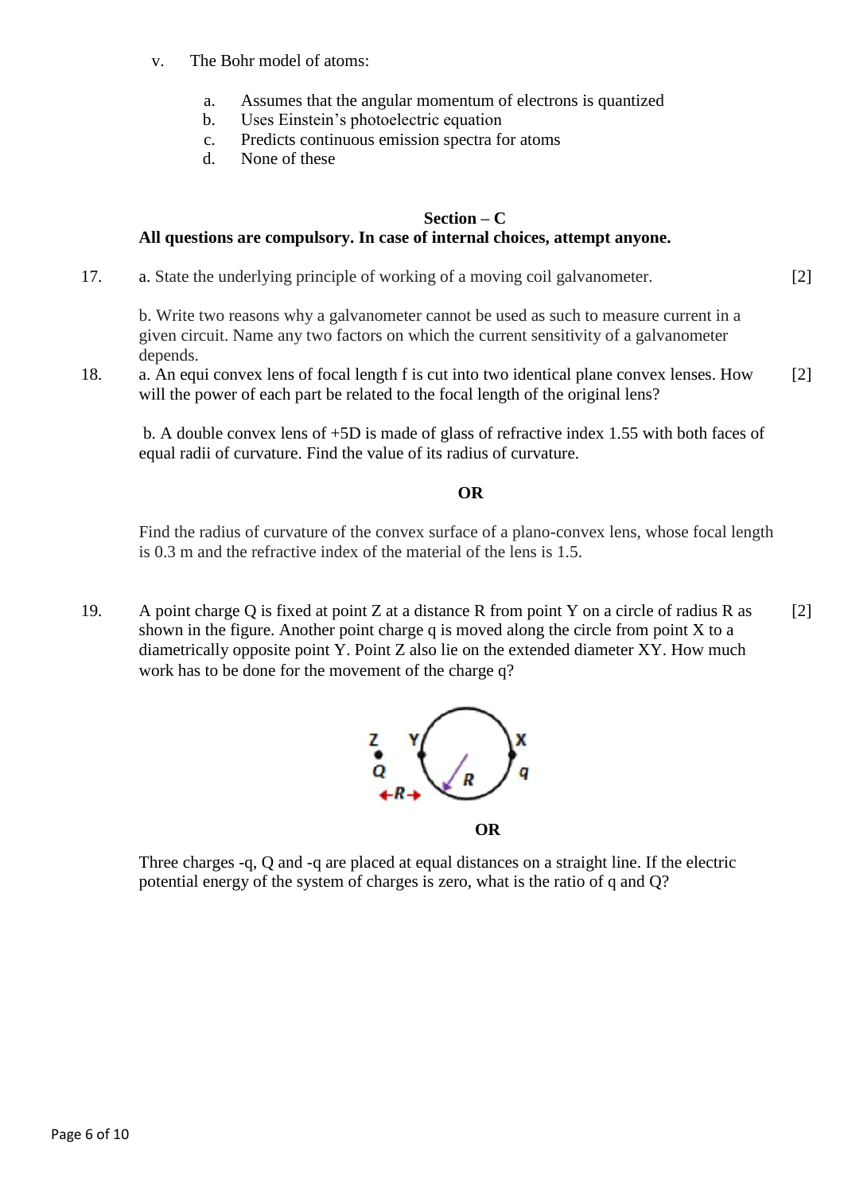v. The Bohr model of atoms:

a. Assumes that the angular momentum of electrons is quantized
b. Uses Einstein's photoelectric equation
c. Predicts continuous emission spectra for atoms
d. None of these

## Section – C

**All questions are compulsory. In case of internal choices, attempt anyone.**

17. a. State the underlying principle of working of a moving coil galvanometer. [2]

b. Write two reasons why a galvanometer cannot be used as such to measure current in a given circuit. Name any two factors on which the current sensitivity of a galvanometer depends.

18. a. An equi convex lens of focal length f is cut into two identical plane convex lenses. How will the power of each part be related to the focal length of the original lens? [2]

b. A double convex lens of +5D is made of glass of refractive index 1.55 with both faces of equal radii of curvature. Find the value of its radius of curvature.

**OR**

Find the radius of curvature of the convex surface of a plano-convex lens, whose focal length is 0.3 m and the refractive index of the material of the lens is 1.5.

19. A point charge Q is fixed at point Z at a distance R from point Y on a circle of radius R as shown in the figure. Another point charge q is moved along the circle from point X to a diametrically opposite point Y. Point Z also lie on the extended diameter XY. How much work has to be done for the movement of the charge q? [2]

**OR**

Three charges -q, Q and -q are placed at equal distances on a straight line. If the electric potential energy of the system of charges is zero, what is the ratio of q and Q?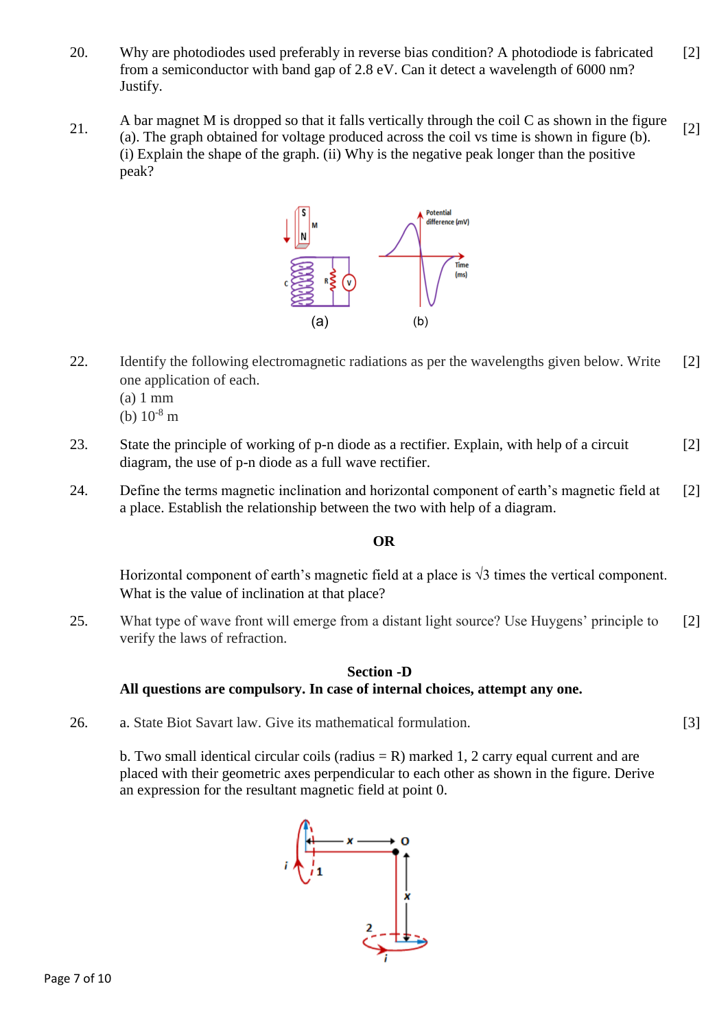20. Why are photodiodes used preferably in reverse bias condition? A photodiode is fabricated from a semiconductor with band gap of 2.8 eV. Can it detect a wavelength of 6000 nm? Justify. [2]

21. A bar magnet M is dropped so that it falls vertically through the coil C as shown in the figure (a). The graph obtained for voltage produced across the coil vs time is shown in figure (b). (i) Explain the shape of the graph. (ii) Why is the negative peak longer than the positive peak? [2]

(a) (b)

22. Identify the following electromagnetic radiations as per the wavelengths given below. Write one application of each. [2]
(a) 1 mm
(b) $10^{-8}$ m

23. State the principle of working of p-n diode as a rectifier. Explain, with help of a circuit diagram, the use of p-n diode as a full wave rectifier. [2]

24. Define the terms magnetic inclination and horizontal component of earth's magnetic field at a place. Establish the relationship between the two with help of a diagram. [2]

**OR**

Horizontal component of earth's magnetic field at a place is $\sqrt{3}$ times the vertical component. What is the value of inclination at that place?

25. What type of wave front will emerge from a distant light source? Use Huygens' principle to verify the laws of refraction. [2]

## Section -D

**All questions are compulsory. In case of internal choices, attempt any one.**

26. a. State Biot Savart law. Give its mathematical formulation. [3]

b. Two small identical circular coils (radius = R) marked 1, 2 carry equal current and are placed with their geometric axes perpendicular to each other as shown in the figure. Derive an expression for the resultant magnetic field at point 0.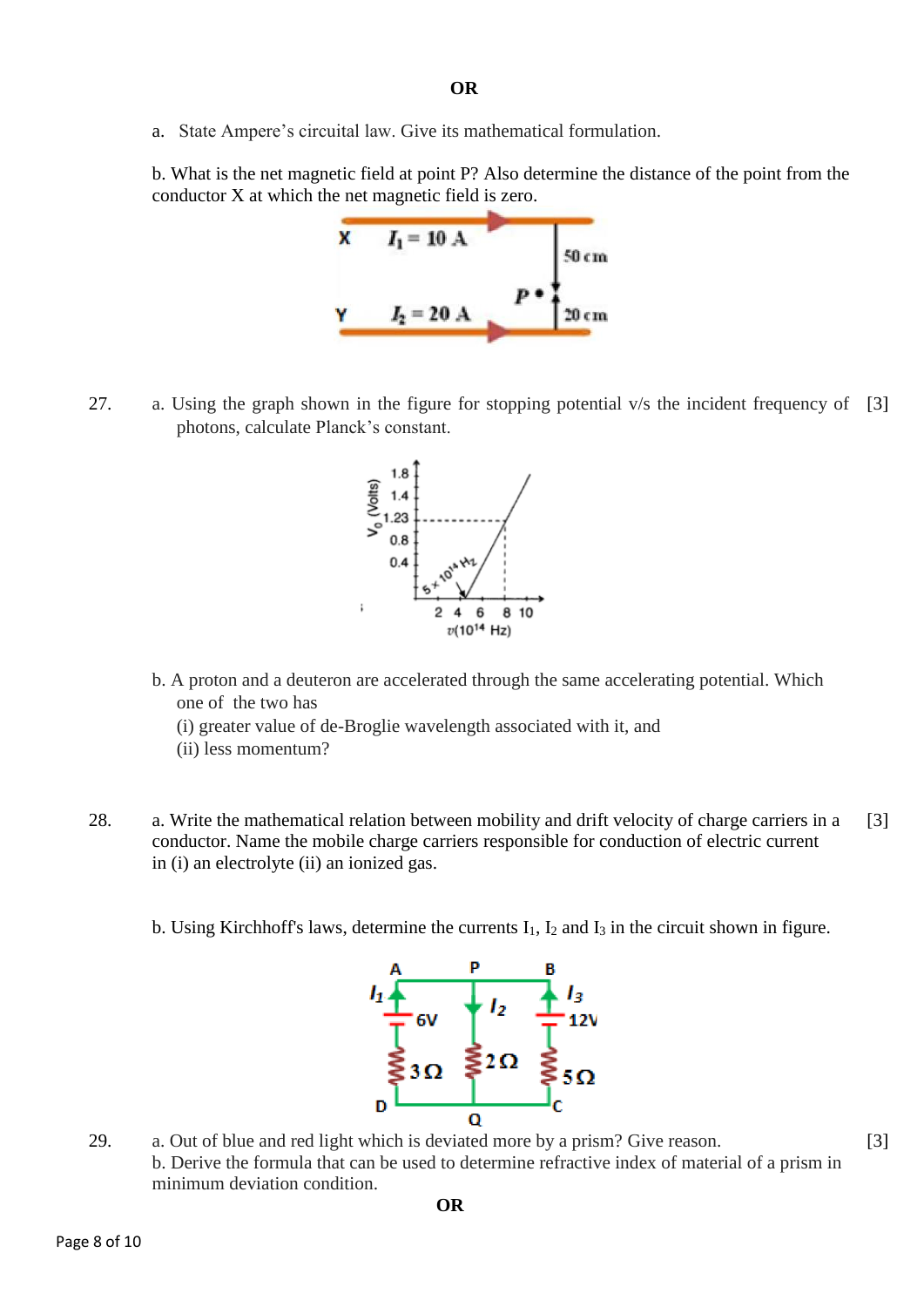**OR**

a. State Ampere's circuital law. Give its mathematical formulation.

b. What is the net magnetic field at point P? Also determine the distance of the point from the conductor X at which the net magnetic field is zero.

27. a. Using the graph shown in the figure for stopping potential v/s the incident frequency of photons, calculate Planck's constant. [3]

b. A proton and a deuteron are accelerated through the same accelerating potential. Which one of the two has

(i) greater value of de-Broglie wavelength associated with it, and

(ii) less momentum?

28. a. Write the mathematical relation between mobility and drift velocity of charge carriers in a conductor. Name the mobile charge carriers responsible for conduction of electric current in (i) an electrolyte (ii) an ionized gas. [3]

b. Using Kirchhoff's laws, determine the currents $I_1$, $I_2$ and $I_3$ in the circuit shown in figure.

29. a. Out of blue and red light which is deviated more by a prism? Give reason. [3]

b. Derive the formula that can be used to determine refractive index of material of a prism in minimum deviation condition.

**OR**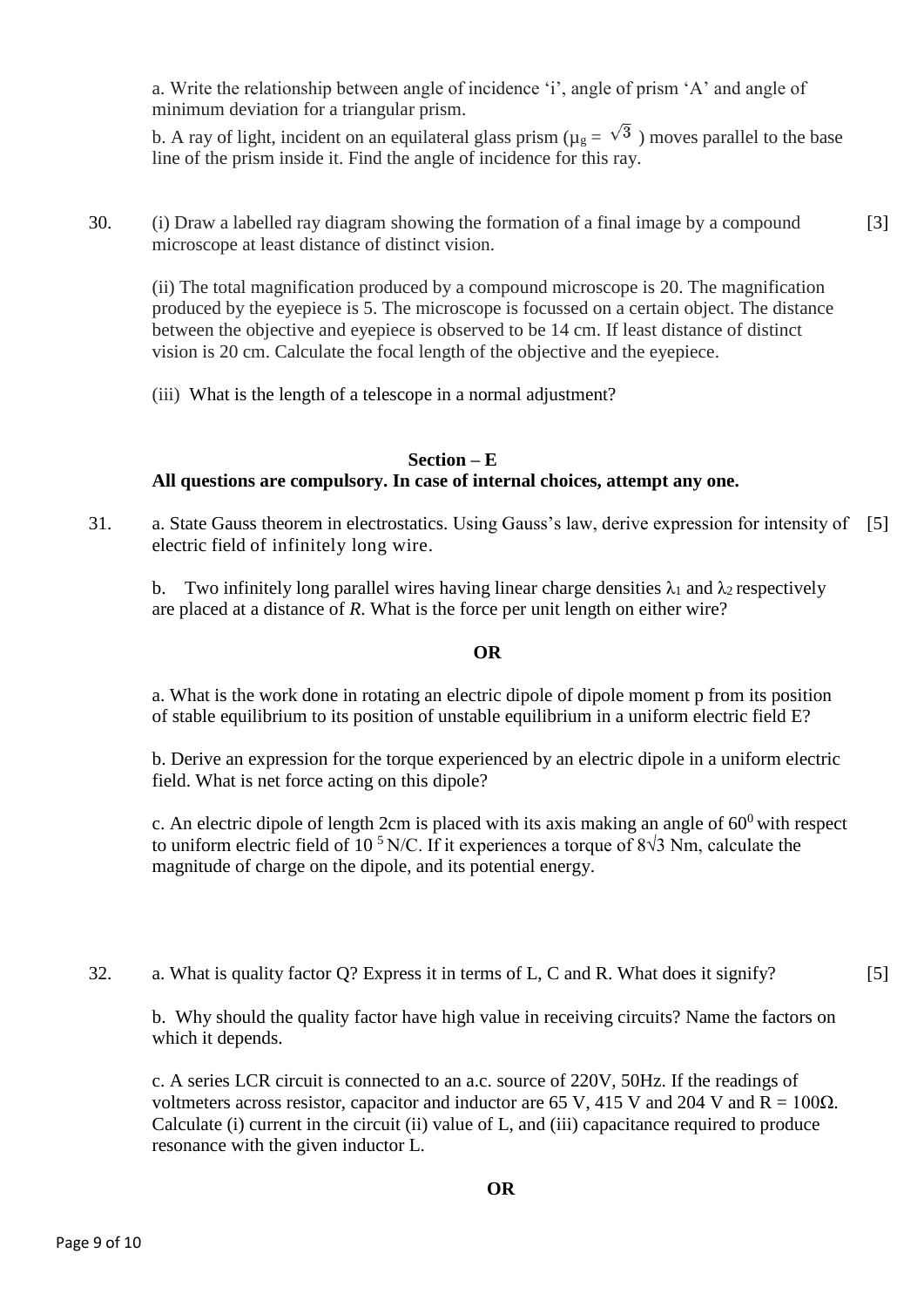a. Write the relationship between angle of incidence 'i', angle of prism 'A' and angle of minimum deviation for a triangular prism.

b. A ray of light, incident on an equilateral glass prism ($\mu_g = \sqrt{3}$ ) moves parallel to the base line of the prism inside it. Find the angle of incidence for this ray.

30. (i) Draw a labelled ray diagram showing the formation of a final image by a compound microscope at least distance of distinct vision. [3]

(ii) The total magnification produced by a compound microscope is 20. The magnification produced by the eyepiece is 5. The microscope is focussed on a certain object. The distance between the objective and eyepiece is observed to be 14 cm. If least distance of distinct vision is 20 cm. Calculate the focal length of the objective and the eyepiece.

(iii) What is the length of a telescope in a normal adjustment?

## Section – E

**All questions are compulsory. In case of internal choices, attempt any one.**

31. a. State Gauss theorem in electrostatics. Using Gauss's law, derive expression for intensity of electric field of infinitely long wire. [5]

b. Two infinitely long parallel wires having linear charge densities $\lambda_1$ and $\lambda_2$ respectively are placed at a distance of *R*. What is the force per unit length on either wire?

**OR**

a. What is the work done in rotating an electric dipole of dipole moment p from its position of stable equilibrium to its position of unstable equilibrium in a uniform electric field E?

b. Derive an expression for the torque experienced by an electric dipole in a uniform electric field. What is net force acting on this dipole?

c. An electric dipole of length 2cm is placed with its axis making an angle of $60^0$ with respect to uniform electric field of $10^5$ N/C. If it experiences a torque of $8\sqrt{3}$ Nm, calculate the magnitude of charge on the dipole, and its potential energy.

32. a. What is quality factor Q? Express it in terms of L, C and R. What does it signify? [5]

b. Why should the quality factor have high value in receiving circuits? Name the factors on which it depends.

c. A series LCR circuit is connected to an a.c. source of 220V, 50Hz. If the readings of voltmeters across resistor, capacitor and inductor are 65 V, 415 V and 204 V and R = 100Ω. Calculate (i) current in the circuit (ii) value of L, and (iii) capacitance required to produce resonance with the given inductor L.

**OR**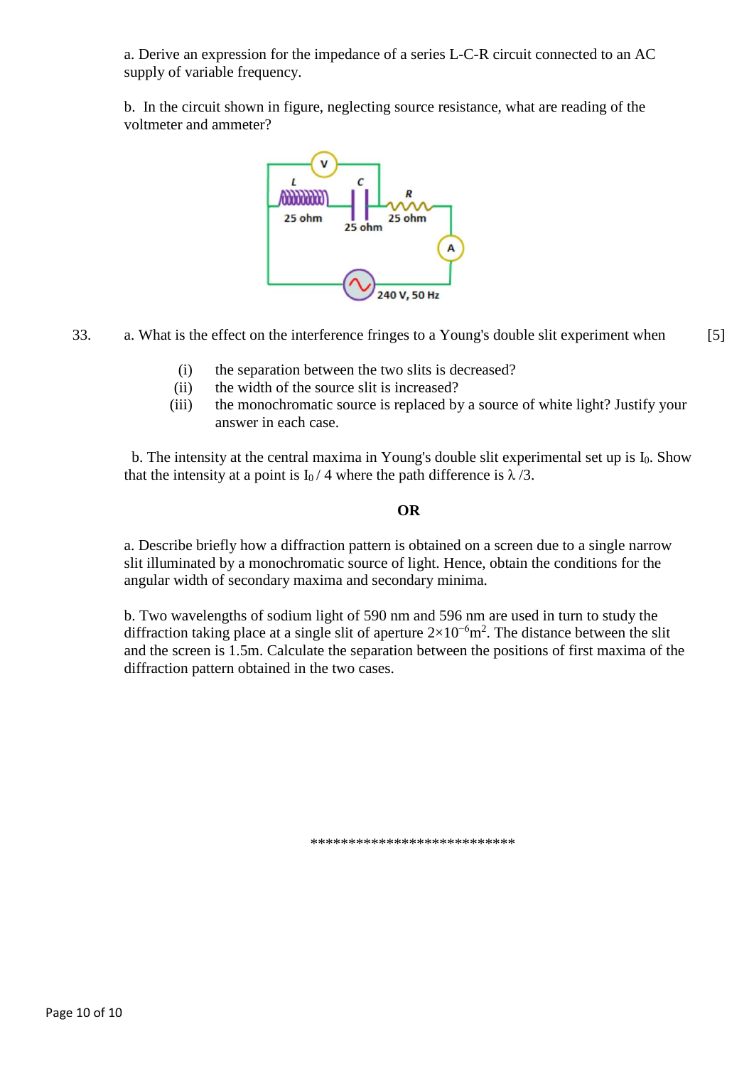a. Derive an expression for the impedance of a series L-C-R circuit connected to an AC supply of variable frequency.

b. In the circuit shown in figure, neglecting source resistance, what are reading of the voltmeter and ammeter?

V

L

C

R

25 ohm

25 ohm

25 ohm

A

240 V, 50 Hz

33. a. What is the effect on the interference fringes to a Young's double slit experiment when [5]

(i) the separation between the two slits is decreased?

(ii) the width of the source slit is increased?

(iii) the monochromatic source is replaced by a source of white light? Justify your answer in each case.

b. The intensity at the central maxima in Young's double slit experimental set up is $I_0$. Show that the intensity at a point is $I_0 / 4$ where the path difference is $\lambda /3$.

**OR**

a. Describe briefly how a diffraction pattern is obtained on a screen due to a single narrow slit illuminated by a monochromatic source of light. Hence, obtain the conditions for the angular width of secondary maxima and secondary minima.

b. Two wavelengths of sodium light of 590 nm and 596 nm are used in turn to study the diffraction taking place at a single slit of aperture $2 \times 10^{-6} m^2$. The distance between the slit and the screen is 1.5m. Calculate the separation between the positions of first maxima of the diffraction pattern obtained in the two cases.

***************************